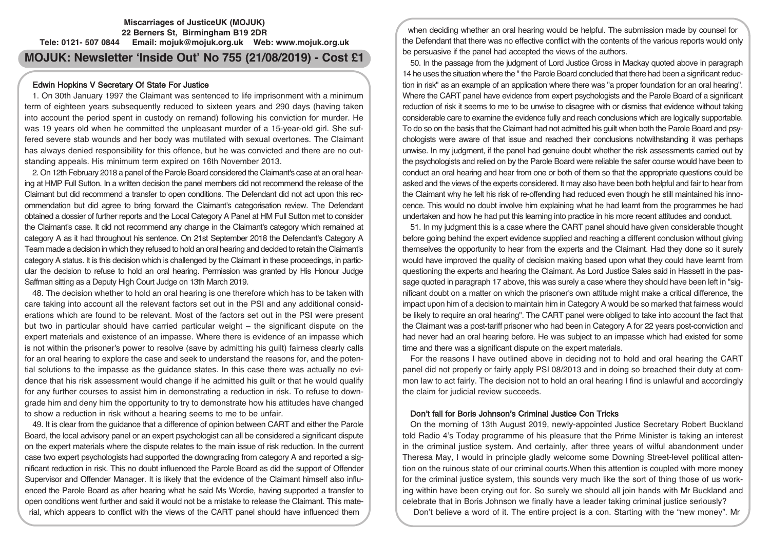**Miscarriages of JusticeUK (MOJUK)**
**22 Berners St, Birmingham B19 2DR**
**Tele: 0121- 507 0844 Email: mojuk@mojuk.org.uk Web: www.mojuk.org.uk**

# MOJUK: Newsletter 'Inside Out' No 755 (21/08/2019) - Cost £1

## Edwin Hopkins V Secretary Of State For Justice

1. On 30th January 1997 the Claimant was sentenced to life imprisonment with a minimum term of eighteen years subsequently reduced to sixteen years and 290 days (having taken into account the period spent in custody on remand) following his conviction for murder. He was 19 years old when he committed the unpleasant murder of a 15-year-old girl. She suffered severe stab wounds and her body was mutilated with sexual overtones. The Claimant has always denied responsibility for this offence, but he was convicted and there are no outstanding appeals. His minimum term expired on 16th November 2013.

2. On 12th February 2018 a panel of the Parole Board considered the Claimant's case at an oral hearing at HMP Full Sutton. In a written decision the panel members did not recommend the release of the Claimant but did recommend a transfer to open conditions. The Defendant did not act upon this recommendation but did agree to bring forward the Claimant's categorisation review. The Defendant obtained a dossier of further reports and the Local Category A Panel at HM Full Sutton met to consider the Claimant's case. It did not recommend any change in the Claimant's category which remained at category A as it had throughout his sentence. On 21st September 2018 the Defendant's Category A Team made a decision in which they refused to hold an oral hearing and decided to retain the Claimant's category A status. It is this decision which is challenged by the Claimant in these proceedings, in particular the decision to refuse to hold an oral hearing. Permission was granted by His Honour Judge Saffman sitting as a Deputy High Court Judge on 13th March 2019.

48. The decision whether to hold an oral hearing is one therefore which has to be taken with care taking into account all the relevant factors set out in the PSI and any additional considerations which are found to be relevant. Most of the factors set out in the PSI were present but two in particular should have carried particular weight – the significant dispute on the expert materials and existence of an impasse. Where there is evidence of an impasse which is not within the prisoner's power to resolve (save by admitting his guilt) fairness clearly calls for an oral hearing to explore the case and seek to understand the reasons for, and the potential solutions to the impasse as the guidance states. In this case there was actually no evidence that his risk assessment would change if he admitted his guilt or that he would qualify for any further courses to assist him in demonstrating a reduction in risk. To refuse to downgrade him and deny him the opportunity to try to demonstrate how his attitudes have changed to show a reduction in risk without a hearing seems to me to be unfair.

49. It is clear from the guidance that a difference of opinion between CART and either the Parole Board, the local advisory panel or an expert psychologist can all be considered a significant dispute on the expert materials where the dispute relates to the main issue of risk reduction. In the current case two expert psychologists had supported the downgrading from category A and reported a significant reduction in risk. This no doubt influenced the Parole Board as did the support of Offender Supervisor and Offender Manager. It is likely that the evidence of the Claimant himself also influenced the Parole Board as after hearing what he said Ms Wordie, having supported a transfer to open conditions went further and said it would not be a mistake to release the Claimant. This material, which appears to conflict with the views of the CART panel should have influenced them when deciding whether an oral hearing would be helpful. The submission made by counsel for the Defendant that there was no effective conflict with the contents of the various reports would only be persuasive if the panel had accepted the views of the authors.

50. In the passage from the judgment of Lord Justice Gross in Mackay quoted above in paragraph 14 he uses the situation where the " the Parole Board concluded that there had been a significant reduction in risk" as an example of an application where there was "a proper foundation for an oral hearing". Where the CART panel have evidence from expert psychologists and the Parole Board of a significant reduction of risk it seems to me to be unwise to disagree with or dismiss that evidence without taking considerable care to examine the evidence fully and reach conclusions which are logically supportable. To do so on the basis that the Claimant had not admitted his guilt when both the Parole Board and psychologists were aware of that issue and reached their conclusions notwithstanding it was perhaps unwise. In my judgment, if the panel had genuine doubt whether the risk assessments carried out by the psychologists and relied on by the Parole Board were reliable the safer course would have been to conduct an oral hearing and hear from one or both of them so that the appropriate questions could be asked and the views of the experts considered. It may also have been both helpful and fair to hear from the Claimant why he felt his risk of re-offending had reduced even though he still maintained his innocence. This would no doubt involve him explaining what he had learnt from the programmes he had undertaken and how he had put this learning into practice in his more recent attitudes and conduct.

51. In my judgment this is a case where the CART panel should have given considerable thought before going behind the expert evidence supplied and reaching a different conclusion without giving themselves the opportunity to hear from the experts and the Claimant. Had they done so it surely would have improved the quality of decision making based upon what they could have learnt from questioning the experts and hearing the Claimant. As Lord Justice Sales said in Hassett in the passage quoted in paragraph 17 above, this was surely a case where they should have been left in "significant doubt on a matter on which the prisoner's own attitude might make a critical difference, the impact upon him of a decision to maintain him in Category A would be so marked that fairness would be likely to require an oral hearing". The CART panel were obliged to take into account the fact that the Claimant was a post-tariff prisoner who had been in Category A for 22 years post-conviction and had never had an oral hearing before. He was subject to an impasse which had existed for some time and there was a significant dispute on the expert materials.

For the reasons I have outlined above in deciding not to hold and oral hearing the CART panel did not properly or fairly apply PSI 08/2013 and in doing so breached their duty at common law to act fairly. The decision not to hold an oral hearing I find is unlawful and accordingly the claim for judicial review succeeds.

## Don't fall for Boris Johnson's Criminal Justice Con Tricks

On the morning of 13th August 2019, newly-appointed Justice Secretary Robert Buckland told Radio 4's Today programme of his pleasure that the Prime Minister is taking an interest in the criminal justice system. And certainly, after three years of wilful abandonment under Theresa May, I would in principle gladly welcome some Downing Street-level political attention on the ruinous state of our criminal courts.When this attention is coupled with more money for the criminal justice system, this sounds very much like the sort of thing those of us working within have been crying out for. So surely we should all join hands with Mr Buckland and celebrate that in Boris Johnson we finally have a leader taking criminal justice seriously?

Don't believe a word of it. The entire project is a con. Starting with the "new money". Mr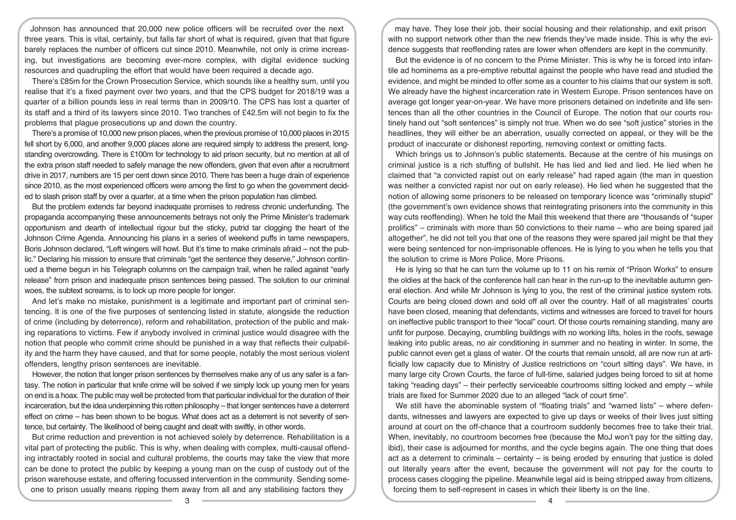Johnson has announced that 20,000 new police officers will be recruited over the next three years. This is vital, certainly, but falls far short of what is required, given that that figure barely replaces the number of officers cut since 2010. Meanwhile, not only is crime increasing, but investigations are becoming ever-more complex, with digital evidence sucking resources and quadrupling the effort that would have been required a decade ago.

There's £85m for the Crown Prosecution Service, which sounds like a healthy sum, until you realise that it's a fixed payment over two years, and that the CPS budget for 2018/19 was a quarter of a billion pounds less in real terms than in 2009/10. The CPS has lost a quarter of its staff and a third of its lawyers since 2010. Two tranches of £42.5m will not begin to fix the problems that plague prosecutions up and down the country.

There's a promise of 10,000 new prison places, when the previous promise of 10,000 places in 2015 fell short by 6,000, and another 9,000 places alone are required simply to address the present, long-standing overcrowding. There is £100m for technology to aid prison security, but no mention at all of the extra prison staff needed to safely manage the new offenders, given that even after a recruitment drive in 2017, numbers are 15 per cent down since 2010. There has been a huge drain of experience since 2010, as the most experienced officers were among the first to go when the government decided to slash prison staff by over a quarter, at a time when the prison population has climbed.

But the problem extends far beyond inadequate promises to redress chronic underfunding. The propaganda accompanying these announcements betrays not only the Prime Minister's trademark opportunism and dearth of intellectual rigour but the sticky, putrid tar clogging the heart of the Johnson Crime Agenda. Announcing his plans in a series of weekend puffs in tame newspapers, Boris Johnson declared, "Left wingers will howl. But it's time to make criminals afraid – not the public." Declaring his mission to ensure that criminals "get the sentence they deserve," Johnson continued a theme begun in his Telegraph columns on the campaign trail, when he railed against "early release" from prison and inadequate prison sentences being passed. The solution to our criminal woes, the subtext screams, is to lock up more people for longer.

And let's make no mistake, punishment is a legitimate and important part of criminal sentencing. It is one of the five purposes of sentencing listed in statute, alongside the reduction of crime (including by deterrence), reform and rehabilitation, protection of the public and making reparations to victims. Few if anybody involved in criminal justice would disagree with the notion that people who commit crime should be punished in a way that reflects their culpability and the harm they have caused, and that for some people, notably the most serious violent offenders, lengthy prison sentences are inevitable.

However, the notion that longer prison sentences by themselves make any of us any safer is a fantasy. The notion in particular that knife crime will be solved if we simply lock up young men for years on end is a hoax. The public may well be protected from that particular individual for the duration of their incarceration, but the idea underpinning this rotten philosophy – that longer sentences have a deterrent effect on crime – has been shown to be bogus. What does act as a deterrent is not severity of sentence, but certainty. The likelihood of being caught and dealt with swiftly, in other words.

But crime reduction and prevention is not achieved solely by deterrence. Rehabilitation is a vital part of protecting the public. This is why, when dealing with complex, multi-causal offending intractably rooted in social and cultural problems, the courts may take the view that more can be done to protect the public by keeping a young man on the cusp of custody out of the prison warehouse estate, and offering focussed intervention in the community. Sending someone to prison usually means ripping them away from all and any stabilising factors they may have. They lose their job, their social housing and their relationship, and exit prison with no support network other than the new friends they've made inside. This is why the evidence suggests that reoffending rates are lower when offenders are kept in the community.

But the evidence is of no concern to the Prime Minister. This is why he is forced into infantile ad hominems as a pre-emptive rebuttal against the people who have read and studied the evidence, and might be minded to offer some as a counter to his claims that our system is soft. We already have the highest incarceration rate in Western Europe. Prison sentences have on average got longer year-on-year. We have more prisoners detained on indefinite and life sentences than all the other countries in the Council of Europe. The notion that our courts routinely hand out "soft sentences" is simply not true. When we do see "soft justice" stories in the headlines, they will either be an aberration, usually corrected on appeal, or they will be the product of inaccurate or dishonest reporting, removing context or omitting facts.

Which brings us to Johnson's public statements. Because at the centre of his musings on criminal justice is a rich stuffing of bullshit. He has lied and lied and lied. He lied when he claimed that "a convicted rapist out on early release" had raped again (the man in question was neither a convicted rapist nor out on early release). He lied when he suggested that the notion of allowing some prisoners to be released on temporary licence was "criminally stupid" (the government's own evidence shows that reintegrating prisoners into the community in this way cuts reoffending). When he told the Mail this weekend that there are "thousands of "super prolifics" – criminals with more than 50 convictions to their name – who are being spared jail altogether", he did not tell you that one of the reasons they were spared jail might be that they were being sentenced for non-imprisonable offences. He is lying to you when he tells you that the solution to crime is More Police, More Prisons.

He is lying so that he can turn the volume up to 11 on his remix of "Prison Works" to ensure the oldies at the back of the conference hall can hear in the run-up to the inevitable autumn general election. And while Mr Johnson is lying to you, the rest of the criminal justice system rots. Courts are being closed down and sold off all over the country. Half of all magistrates' courts have been closed, meaning that defendants, victims and witnesses are forced to travel for hours on ineffective public transport to their "local" court. Of those courts remaining standing, many are unfit for purpose. Decaying, crumbling buildings with no working lifts, holes in the roofs, sewage leaking into public areas, no air conditioning in summer and no heating in winter. In some, the public cannot even get a glass of water. Of the courts that remain unsold, all are now run at artificially low capacity due to Ministry of Justice restrictions on "court sitting days". We have, in many large city Crown Courts, the farce of full-time, salaried judges being forced to sit at home taking "reading days" – their perfectly serviceable courtrooms sitting locked and empty – while trials are fixed for Summer 2020 due to an alleged "lack of court time".

We still have the abominable system of "floating trials" and "warned lists" – where defendants, witnesses and lawyers are expected to give up days or weeks of their lives just sitting around at court on the off-chance that a courtroom suddenly becomes free to take their trial. When, inevitably, no courtroom becomes free (because the MoJ won't pay for the sitting day, ibid), their case is adjourned for months, and the cycle begins again. The one thing that does act as a deterrent to criminals – certainty – is being eroded by ensuring that justice is doled out literally years after the event, because the government will not pay for the courts to process cases clogging the pipeline. Meanwhile legal aid is being stripped away from citizens, forcing them to self-represent in cases in which their liberty is on the line.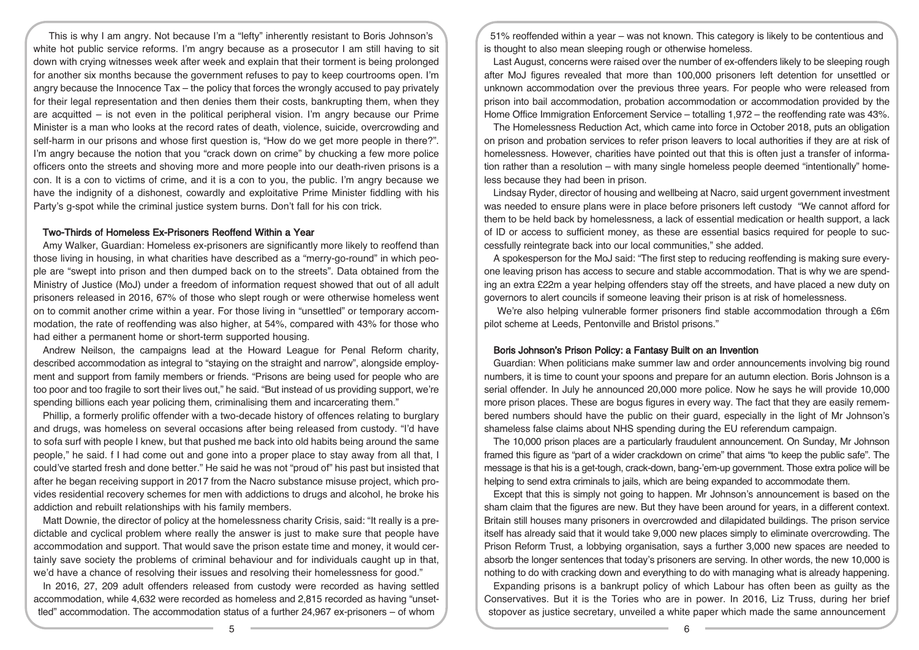This is why I am angry. Not because I'm a "lefty" inherently resistant to Boris Johnson's white hot public service reforms. I'm angry because as a prosecutor I am still having to sit down with crying witnesses week after week and explain that their torment is being prolonged for another six months because the government refuses to pay to keep courtrooms open. I'm angry because the Innocence Tax – the policy that forces the wrongly accused to pay privately for their legal representation and then denies them their costs, bankrupting them, when they are acquitted – is not even in the political peripheral vision. I'm angry because our Prime Minister is a man who looks at the record rates of death, violence, suicide, overcrowding and self-harm in our prisons and whose first question is, "How do we get more people in there?". I'm angry because the notion that you "crack down on crime" by chucking a few more police officers onto the streets and shoving more and more people into our death-riven prisons is a con. It is a con to victims of crime, and it is a con to you, the public. I'm angry because we have the indignity of a dishonest, cowardly and exploitative Prime Minister fiddling with his Party's g-spot while the criminal justice system burns. Don't fall for his con trick.

## Two-Thirds of Homeless Ex-Prisoners Reoffend Within a Year

Amy Walker, Guardian: Homeless ex-prisoners are significantly more likely to reoffend than those living in housing, in what charities have described as a "merry-go-round" in which people are "swept into prison and then dumped back on to the streets". Data obtained from the Ministry of Justice (MoJ) under a freedom of information request showed that out of all adult prisoners released in 2016, 67% of those who slept rough or were otherwise homeless went on to commit another crime within a year. For those living in "unsettled" or temporary accommodation, the rate of reoffending was also higher, at 54%, compared with 43% for those who had either a permanent home or short-term supported housing.

Andrew Neilson, the campaigns lead at the Howard League for Penal Reform charity, described accommodation as integral to "staying on the straight and narrow", alongside employment and support from family members or friends. "Prisons are being used for people who are too poor and too fragile to sort their lives out," he said. "But instead of us providing support, we're spending billions each year policing them, criminalising them and incarcerating them."

Phillip, a formerly prolific offender with a two-decade history of offences relating to burglary and drugs, was homeless on several occasions after being released from custody. "I'd have to sofa surf with people I knew, but that pushed me back into old habits being around the same people," he said. f I had come out and gone into a proper place to stay away from all that, I could've started fresh and done better." He said he was not "proud of" his past but insisted that after he began receiving support in 2017 from the Nacro substance misuse project, which provides residential recovery schemes for men with addictions to drugs and alcohol, he broke his addiction and rebuilt relationships with his family members.

Matt Downie, the director of policy at the homelessness charity Crisis, said: "It really is a predictable and cyclical problem where really the answer is just to make sure that people have accommodation and support. That would save the prison estate time and money, it would certainly save society the problems of criminal behaviour and for individuals caught up in that, we'd have a chance of resolving their issues and resolving their homelessness for good."

In 2016, 27, 209 adult offenders released from custody were recorded as having settled accommodation, while 4,632 were recorded as homeless and 2,815 recorded as having "unsettled" accommodation. The accommodation status of a further 24,967 ex-prisoners – of whom 51% reoffended within a year – was not known. This category is likely to be contentious and is thought to also mean sleeping rough or otherwise homeless.

Last August, concerns were raised over the number of ex-offenders likely to be sleeping rough after MoJ figures revealed that more than 100,000 prisoners left detention for unsettled or unknown accommodation over the previous three years. For people who were released from prison into bail accommodation, probation accommodation or accommodation provided by the Home Office Immigration Enforcement Service – totalling 1,972 – the reoffending rate was 43%.

The Homelessness Reduction Act, which came into force in October 2018, puts an obligation on prison and probation services to refer prison leavers to local authorities if they are at risk of homelessness. However, charities have pointed out that this is often just a transfer of information rather than a resolution – with many single homeless people deemed "intentionally" homeless because they had been in prison.

Lindsay Ryder, director of housing and wellbeing at Nacro, said urgent government investment was needed to ensure plans were in place before prisoners left custody "We cannot afford for them to be held back by homelessness, a lack of essential medication or health support, a lack of ID or access to sufficient money, as these are essential basics required for people to successfully reintegrate back into our local communities," she added.

A spokesperson for the MoJ said: "The first step to reducing reoffending is making sure everyone leaving prison has access to secure and stable accommodation. That is why we are spending an extra £22m a year helping offenders stay off the streets, and have placed a new duty on governors to alert councils if someone leaving their prison is at risk of homelessness.

We're also helping vulnerable former prisoners find stable accommodation through a £6m pilot scheme at Leeds, Pentonville and Bristol prisons."

## Boris Johnson's Prison Policy: a Fantasy Built on an Invention

Guardian: When politicians make summer law and order announcements involving big round numbers, it is time to count your spoons and prepare for an autumn election. Boris Johnson is a serial offender. In July he announced 20,000 more police. Now he says he will provide 10,000 more prison places. These are bogus figures in every way. The fact that they are easily remembered numbers should have the public on their guard, especially in the light of Mr Johnson's shameless false claims about NHS spending during the EU referendum campaign.

The 10,000 prison places are a particularly fraudulent announcement. On Sunday, Mr Johnson framed this figure as "part of a wider crackdown on crime" that aims "to keep the public safe". The message is that his is a get-tough, crack-down, bang-'em-up government. Those extra police will be helping to send extra criminals to jails, which are being expanded to accommodate them.

Except that this is simply not going to happen. Mr Johnson's announcement is based on the sham claim that the figures are new. But they have been around for years, in a different context. Britain still houses many prisoners in overcrowded and dilapidated buildings. The prison service itself has already said that it would take 9,000 new places simply to eliminate overcrowding. The Prison Reform Trust, a lobbying organisation, says a further 3,000 new spaces are needed to absorb the longer sentences that today's prisoners are serving. In other words, the new 10,000 is nothing to do with cracking down and everything to do with managing what is already happening.

Expanding prisons is a bankrupt policy of which Labour has often been as guilty as the Conservatives. But it is the Tories who are in power. In 2016, Liz Truss, during her brief stopover as justice secretary, unveiled a white paper which made the same announcement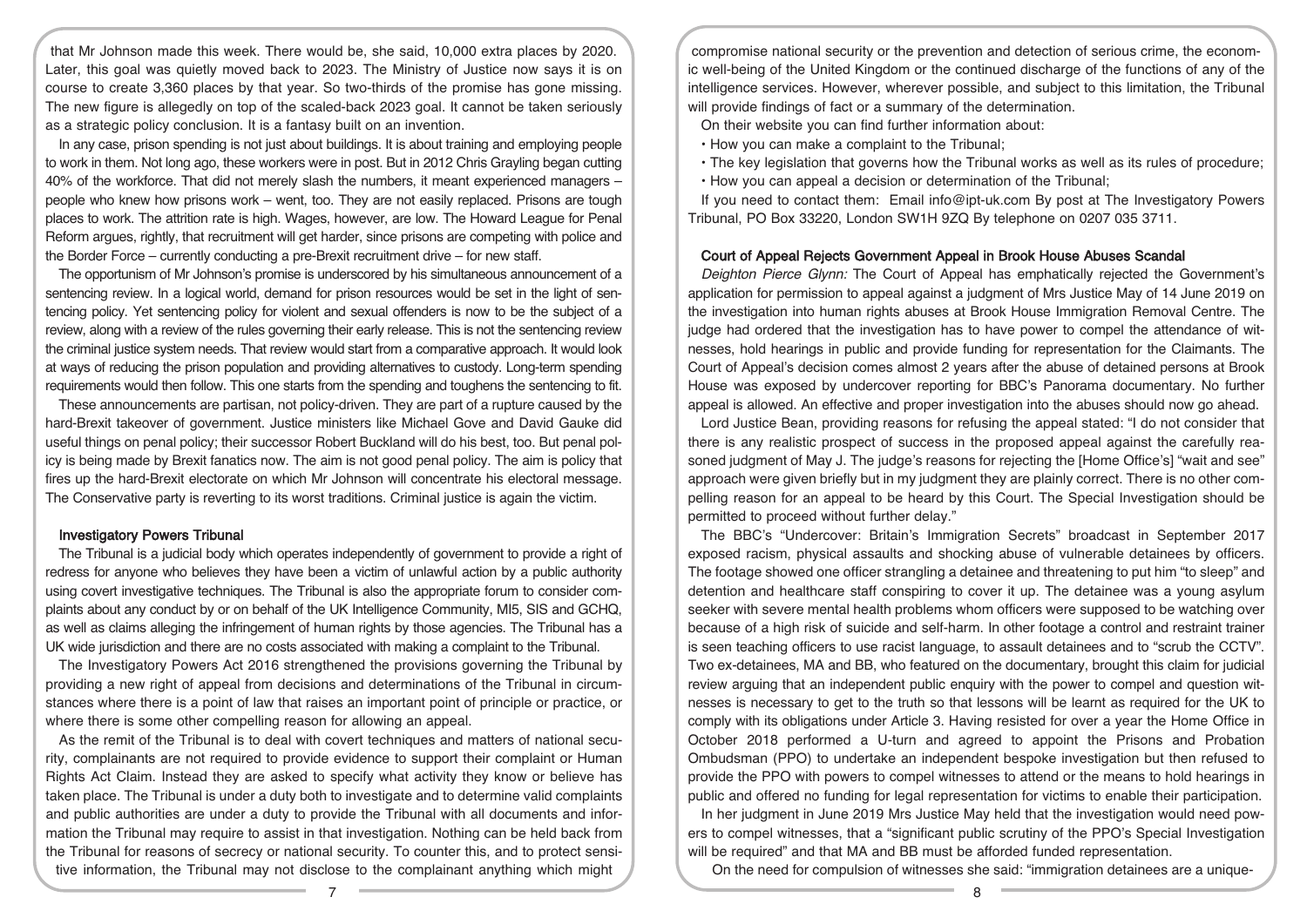that Mr Johnson made this week. There would be, she said, 10,000 extra places by 2020. Later, this goal was quietly moved back to 2023. The Ministry of Justice now says it is on course to create 3,360 places by that year. So two-thirds of the promise has gone missing. The new figure is allegedly on top of the scaled-back 2023 goal. It cannot be taken seriously as a strategic policy conclusion. It is a fantasy built on an invention.

In any case, prison spending is not just about buildings. It is about training and employing people to work in them. Not long ago, these workers were in post. But in 2012 Chris Grayling began cutting 40% of the workforce. That did not merely slash the numbers, it meant experienced managers – people who knew how prisons work – went, too. They are not easily replaced. Prisons are tough places to work. The attrition rate is high. Wages, however, are low. The Howard League for Penal Reform argues, rightly, that recruitment will get harder, since prisons are competing with police and the Border Force – currently conducting a pre-Brexit recruitment drive – for new staff.

The opportunism of Mr Johnson's promise is underscored by his simultaneous announcement of a sentencing review. In a logical world, demand for prison resources would be set in the light of sentencing policy. Yet sentencing policy for violent and sexual offenders is now to be the subject of a review, along with a review of the rules governing their early release. This is not the sentencing review the criminal justice system needs. That review would start from a comparative approach. It would look at ways of reducing the prison population and providing alternatives to custody. Long-term spending requirements would then follow. This one starts from the spending and toughens the sentencing to fit.

These announcements are partisan, not policy-driven. They are part of a rupture caused by the hard-Brexit takeover of government. Justice ministers like Michael Gove and David Gauke did useful things on penal policy; their successor Robert Buckland will do his best, too. But penal policy is being made by Brexit fanatics now. The aim is not good penal policy. The aim is policy that fires up the hard-Brexit electorate on which Mr Johnson will concentrate his electoral message. The Conservative party is reverting to its worst traditions. Criminal justice is again the victim.

## Investigatory Powers Tribunal

The Tribunal is a judicial body which operates independently of government to provide a right of redress for anyone who believes they have been a victim of unlawful action by a public authority using covert investigative techniques. The Tribunal is also the appropriate forum to consider complaints about any conduct by or on behalf of the UK Intelligence Community, MI5, SIS and GCHQ, as well as claims alleging the infringement of human rights by those agencies. The Tribunal has a UK wide jurisdiction and there are no costs associated with making a complaint to the Tribunal.

The Investigatory Powers Act 2016 strengthened the provisions governing the Tribunal by providing a new right of appeal from decisions and determinations of the Tribunal in circumstances where there is a point of law that raises an important point of principle or practice, or where there is some other compelling reason for allowing an appeal.

As the remit of the Tribunal is to deal with covert techniques and matters of national security, complainants are not required to provide evidence to support their complaint or Human Rights Act Claim. Instead they are asked to specify what activity they know or believe has taken place. The Tribunal is under a duty both to investigate and to determine valid complaints and public authorities are under a duty to provide the Tribunal with all documents and information the Tribunal may require to assist in that investigation. Nothing can be held back from the Tribunal for reasons of secrecy or national security. To counter this, and to protect sensitive information, the Tribunal may not disclose to the complainant anything which might compromise national security or the prevention and detection of serious crime, the economic well-being of the United Kingdom or the continued discharge of the functions of any of the intelligence services. However, wherever possible, and subject to this limitation, the Tribunal will provide findings of fact or a summary of the determination.

On their website you can find further information about:

- How you can make a complaint to the Tribunal;
- The key legislation that governs how the Tribunal works as well as its rules of procedure;
- How you can appeal a decision or determination of the Tribunal;

If you need to contact them: Email info@ipt-uk.com By post at The Investigatory Powers Tribunal, PO Box 33220, London SW1H 9ZQ By telephone on 0207 035 3711.

## Court of Appeal Rejects Government Appeal in Brook House Abuses Scandal

*Deighton Pierce Glynn:* The Court of Appeal has emphatically rejected the Government's application for permission to appeal against a judgment of Mrs Justice May of 14 June 2019 on the investigation into human rights abuses at Brook House Immigration Removal Centre. The judge had ordered that the investigation has to have power to compel the attendance of witnesses, hold hearings in public and provide funding for representation for the Claimants. The Court of Appeal's decision comes almost 2 years after the abuse of detained persons at Brook House was exposed by undercover reporting for BBC's Panorama documentary. No further appeal is allowed. An effective and proper investigation into the abuses should now go ahead.

Lord Justice Bean, providing reasons for refusing the appeal stated: "I do not consider that there is any realistic prospect of success in the proposed appeal against the carefully reasoned judgment of May J. The judge's reasons for rejecting the [Home Office's] "wait and see" approach were given briefly but in my judgment they are plainly correct. There is no other compelling reason for an appeal to be heard by this Court. The Special Investigation should be permitted to proceed without further delay."

The BBC's "Undercover: Britain's Immigration Secrets" broadcast in September 2017 exposed racism, physical assaults and shocking abuse of vulnerable detainees by officers. The footage showed one officer strangling a detainee and threatening to put him "to sleep" and detention and healthcare staff conspiring to cover it up. The detainee was a young asylum seeker with severe mental health problems whom officers were supposed to be watching over because of a high risk of suicide and self-harm. In other footage a control and restraint trainer is seen teaching officers to use racist language, to assault detainees and to "scrub the CCTV". Two ex-detainees, MA and BB, who featured on the documentary, brought this claim for judicial review arguing that an independent public enquiry with the power to compel and question witnesses is necessary to get to the truth so that lessons will be learnt as required for the UK to comply with its obligations under Article 3. Having resisted for over a year the Home Office in October 2018 performed a U-turn and agreed to appoint the Prisons and Probation Ombudsman (PPO) to undertake an independent bespoke investigation but then refused to provide the PPO with powers to compel witnesses to attend or the means to hold hearings in public and offered no funding for legal representation for victims to enable their participation.

In her judgment in June 2019 Mrs Justice May held that the investigation would need powers to compel witnesses, that a "significant public scrutiny of the PPO's Special Investigation will be required" and that MA and BB must be afforded funded representation.

On the need for compulsion of witnesses she said: "immigration detainees are a unique-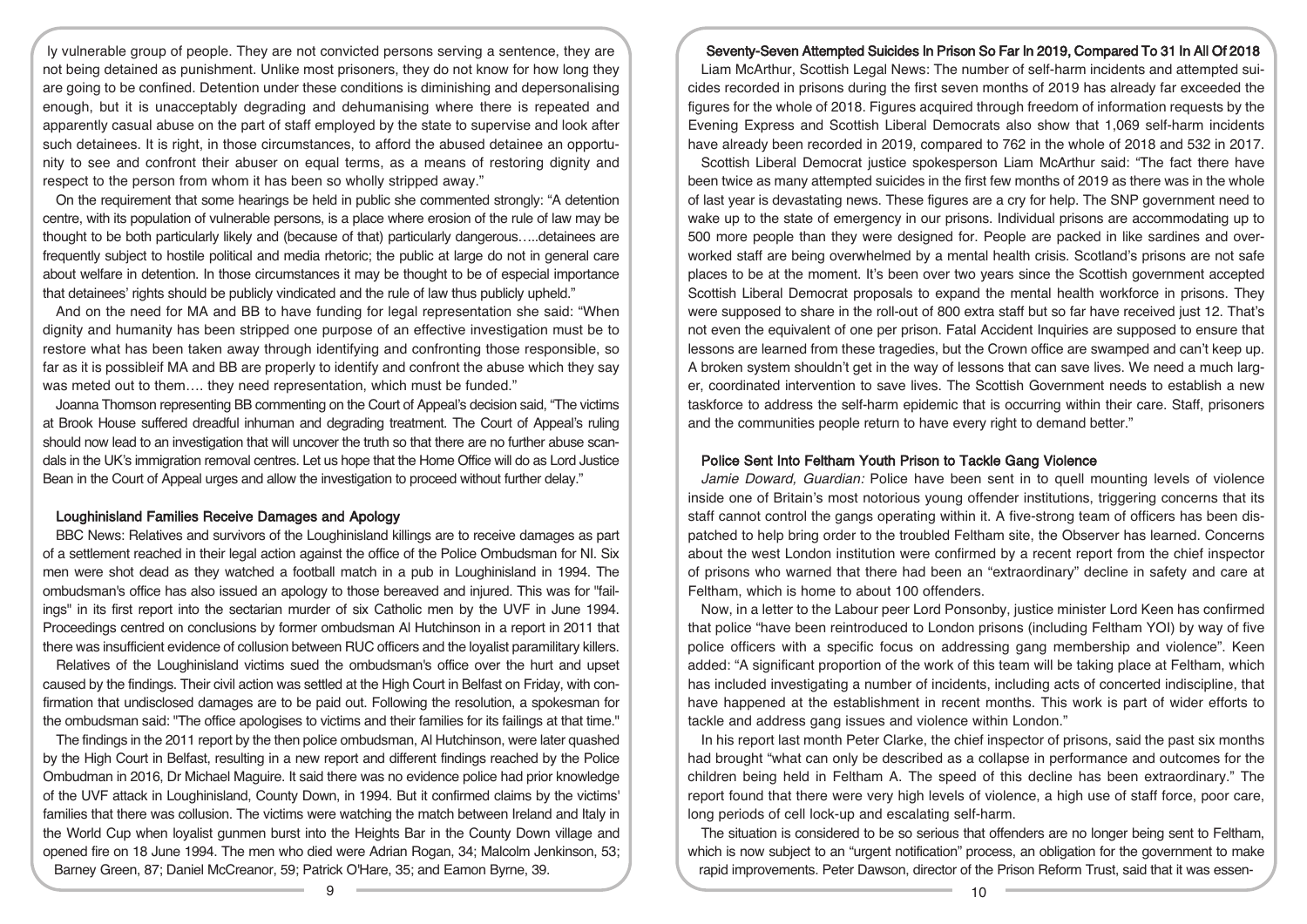ly vulnerable group of people. They are not convicted persons serving a sentence, they are not being detained as punishment. Unlike most prisoners, they do not know for how long they are going to be confined. Detention under these conditions is diminishing and depersonalising enough, but it is unacceptably degrading and dehumanising where there is repeated and apparently casual abuse on the part of staff employed by the state to supervise and look after such detainees. It is right, in those circumstances, to afford the abused detainee an opportunity to see and confront their abuser on equal terms, as a means of restoring dignity and respect to the person from whom it has been so wholly stripped away."

On the requirement that some hearings be held in public she commented strongly: "A detention centre, with its population of vulnerable persons, is a place where erosion of the rule of law may be thought to be both particularly likely and (because of that) particularly dangerous…..detainees are frequently subject to hostile political and media rhetoric; the public at large do not in general care about welfare in detention. In those circumstances it may be thought to be of especial importance that detainees' rights should be publicly vindicated and the rule of law thus publicly upheld."

And on the need for MA and BB to have funding for legal representation she said: "When dignity and humanity has been stripped one purpose of an effective investigation must be to restore what has been taken away through identifying and confronting those responsible, so far as it is possibleif MA and BB are properly to identify and confront the abuse which they say was meted out to them…. they need representation, which must be funded."

Joanna Thomson representing BB commenting on the Court of Appeal's decision said, "The victims at Brook House suffered dreadful inhuman and degrading treatment. The Court of Appeal's ruling should now lead to an investigation that will uncover the truth so that there are no further abuse scandals in the UK's immigration removal centres. Let us hope that the Home Office will do as Lord Justice Bean in the Court of Appeal urges and allow the investigation to proceed without further delay."

### Loughinisland Families Receive Damages and Apology

BBC News: Relatives and survivors of the Loughinisland killings are to receive damages as part of a settlement reached in their legal action against the office of the Police Ombudsman for NI. Six men were shot dead as they watched a football match in a pub in Loughinisland in 1994. The ombudsman's office has also issued an apology to those bereaved and injured. This was for "failings" in its first report into the sectarian murder of six Catholic men by the UVF in June 1994. Proceedings centred on conclusions by former ombudsman Al Hutchinson in a report in 2011 that there was insufficient evidence of collusion between RUC officers and the loyalist paramilitary killers.

Relatives of the Loughinisland victims sued the ombudsman's office over the hurt and upset caused by the findings. Their civil action was settled at the High Court in Belfast on Friday, with confirmation that undisclosed damages are to be paid out. Following the resolution, a spokesman for the ombudsman said: "The office apologises to victims and their families for its failings at that time."

The findings in the 2011 report by the then police ombudsman, Al Hutchinson, were later quashed by the High Court in Belfast, resulting in a new report and different findings reached by the Police Ombudman in 2016, Dr Michael Maguire. It said there was no evidence police had prior knowledge of the UVF attack in Loughinisland, County Down, in 1994. But it confirmed claims by the victims' families that there was collusion. The victims were watching the match between Ireland and Italy in the World Cup when loyalist gunmen burst into the Heights Bar in the County Down village and opened fire on 18 June 1994. The men who died were Adrian Rogan, 34; Malcolm Jenkinson, 53; Barney Green, 87; Daniel McCreanor, 59; Patrick O'Hare, 35; and Eamon Byrne, 39.

### Seventy-Seven Attempted Suicides In Prison So Far In 2019, Compared To 31 In All Of 2018

Liam McArthur, Scottish Legal News: The number of self-harm incidents and attempted suicides recorded in prisons during the first seven months of 2019 has already far exceeded the figures for the whole of 2018. Figures acquired through freedom of information requests by the Evening Express and Scottish Liberal Democrats also show that 1,069 self-harm incidents have already been recorded in 2019, compared to 762 in the whole of 2018 and 532 in 2017.

Scottish Liberal Democrat justice spokesperson Liam McArthur said: "The fact there have been twice as many attempted suicides in the first few months of 2019 as there was in the whole of last year is devastating news. These figures are a cry for help. The SNP government need to wake up to the state of emergency in our prisons. Individual prisons are accommodating up to 500 more people than they were designed for. People are packed in like sardines and overworked staff are being overwhelmed by a mental health crisis. Scotland's prisons are not safe places to be at the moment. It's been over two years since the Scottish government accepted Scottish Liberal Democrat proposals to expand the mental health workforce in prisons. They were supposed to share in the roll-out of 800 extra staff but so far have received just 12. That's not even the equivalent of one per prison. Fatal Accident Inquiries are supposed to ensure that lessons are learned from these tragedies, but the Crown office are swamped and can't keep up. A broken system shouldn't get in the way of lessons that can save lives. We need a much larger, coordinated intervention to save lives. The Scottish Government needs to establish a new taskforce to address the self-harm epidemic that is occurring within their care. Staff, prisoners and the communities people return to have every right to demand better."

### Police Sent Into Feltham Youth Prison to Tackle Gang Violence

*Jamie Doward, Guardian:* Police have been sent in to quell mounting levels of violence inside one of Britain's most notorious young offender institutions, triggering concerns that its staff cannot control the gangs operating within it. A five-strong team of officers has been dispatched to help bring order to the troubled Feltham site, the Observer has learned. Concerns about the west London institution were confirmed by a recent report from the chief inspector of prisons who warned that there had been an "extraordinary" decline in safety and care at Feltham, which is home to about 100 offenders.

Now, in a letter to the Labour peer Lord Ponsonby, justice minister Lord Keen has confirmed that police "have been reintroduced to London prisons (including Feltham YOI) by way of five police officers with a specific focus on addressing gang membership and violence". Keen added: "A significant proportion of the work of this team will be taking place at Feltham, which has included investigating a number of incidents, including acts of concerted indiscipline, that have happened at the establishment in recent months. This work is part of wider efforts to tackle and address gang issues and violence within London."

In his report last month Peter Clarke, the chief inspector of prisons, said the past six months had brought "what can only be described as a collapse in performance and outcomes for the children being held in Feltham A. The speed of this decline has been extraordinary." The report found that there were very high levels of violence, a high use of staff force, poor care, long periods of cell lock-up and escalating self-harm.

The situation is considered to be so serious that offenders are no longer being sent to Feltham, which is now subject to an "urgent notification" process, an obligation for the government to make rapid improvements. Peter Dawson, director of the Prison Reform Trust, said that it was essen-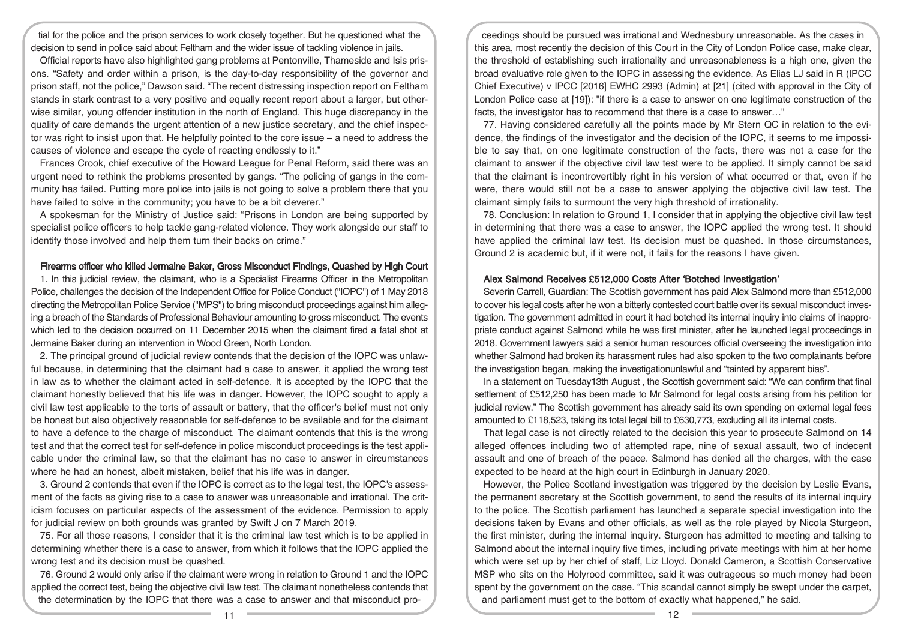tial for the police and the prison services to work closely together. But he questioned what the decision to send in police said about Feltham and the wider issue of tackling violence in jails.

Official reports have also highlighted gang problems at Pentonville, Thameside and Isis prisons. "Safety and order within a prison, is the day-to-day responsibility of the governor and prison staff, not the police," Dawson said. "The recent distressing inspection report on Feltham stands in stark contrast to a very positive and equally recent report about a larger, but otherwise similar, young offender institution in the north of England. This huge discrepancy in the quality of care demands the urgent attention of a new justice secretary, and the chief inspector was right to insist upon that. He helpfully pointed to the core issue – a need to address the causes of violence and escape the cycle of reacting endlessly to it."

Frances Crook, chief executive of the Howard League for Penal Reform, said there was an urgent need to rethink the problems presented by gangs. "The policing of gangs in the community has failed. Putting more police into jails is not going to solve a problem there that you have failed to solve in the community; you have to be a bit cleverer."

A spokesman for the Ministry of Justice said: "Prisons in London are being supported by specialist police officers to help tackle gang-related violence. They work alongside our staff to identify those involved and help them turn their backs on crime."

## Firearms officer who killed Jermaine Baker, Gross Misconduct Findings, Quashed by High Court

1. In this judicial review, the claimant, who is a Specialist Firearms Officer in the Metropolitan Police, challenges the decision of the Independent Office for Police Conduct ("IOPC") of 1 May 2018 directing the Metropolitan Police Service ("MPS") to bring misconduct proceedings against him alleging a breach of the Standards of Professional Behaviour amounting to gross misconduct. The events which led to the decision occurred on 11 December 2015 when the claimant fired a fatal shot at Jermaine Baker during an intervention in Wood Green, North London.

2. The principal ground of judicial review contends that the decision of the IOPC was unlawful because, in determining that the claimant had a case to answer, it applied the wrong test in law as to whether the claimant acted in self-defence. It is accepted by the IOPC that the claimant honestly believed that his life was in danger. However, the IOPC sought to apply a civil law test applicable to the torts of assault or battery, that the officer's belief must not only be honest but also objectively reasonable for self-defence to be available and for the claimant to have a defence to the charge of misconduct. The claimant contends that this is the wrong test and that the correct test for self-defence in police misconduct proceedings is the test applicable under the criminal law, so that the claimant has no case to answer in circumstances where he had an honest, albeit mistaken, belief that his life was in danger.

3. Ground 2 contends that even if the IOPC is correct as to the legal test, the IOPC's assessment of the facts as giving rise to a case to answer was unreasonable and irrational. The criticism focuses on particular aspects of the assessment of the evidence. Permission to apply for judicial review on both grounds was granted by Swift J on 7 March 2019.

75. For all those reasons, I consider that it is the criminal law test which is to be applied in determining whether there is a case to answer, from which it follows that the IOPC applied the wrong test and its decision must be quashed.

76. Ground 2 would only arise if the claimant were wrong in relation to Ground 1 and the IOPC applied the correct test, being the objective civil law test. The claimant nonetheless contends that the determination by the IOPC that there was a case to answer and that misconduct proceedings should be pursued was irrational and Wednesbury unreasonable. As the cases in this area, most recently the decision of this Court in the City of London Police case, make clear, the threshold of establishing such irrationality and unreasonableness is a high one, given the broad evaluative role given to the IOPC in assessing the evidence. As Elias LJ said in R (IPCC Chief Executive) v IPCC [2016] EWHC 2993 (Admin) at [21] (cited with approval in the City of London Police case at [19]): "if there is a case to answer on one legitimate construction of the facts, the investigator has to recommend that there is a case to answer…"

77. Having considered carefully all the points made by Mr Stern QC in relation to the evidence, the findings of the investigator and the decision of the IOPC, it seems to me impossible to say that, on one legitimate construction of the facts, there was not a case for the claimant to answer if the objective civil law test were to be applied. It simply cannot be said that the claimant is incontrovertibly right in his version of what occurred or that, even if he were, there would still not be a case to answer applying the objective civil law test. The claimant simply fails to surmount the very high threshold of irrationality.

78. Conclusion: In relation to Ground 1, I consider that in applying the objective civil law test in determining that there was a case to answer, the IOPC applied the wrong test. It should have applied the criminal law test. Its decision must be quashed. In those circumstances, Ground 2 is academic but, if it were not, it fails for the reasons I have given.

## Alex Salmond Receives £512,000 Costs After 'Botched Investigation'

Severin Carrell, Guardian: The Scottish government has paid Alex Salmond more than £512,000 to cover his legal costs after he won a bitterly contested court battle over its sexual misconduct investigation. The government admitted in court it had botched its internal inquiry into claims of inappropriate conduct against Salmond while he was first minister, after he launched legal proceedings in 2018. Government lawyers said a senior human resources official overseeing the investigation into whether Salmond had broken its harassment rules had also spoken to the two complainants before the investigation began, making the investigationunlawful and "tainted by apparent bias".

In a statement on Tuesday13th August , the Scottish government said: "We can confirm that final settlement of £512,250 has been made to Mr Salmond for legal costs arising from his petition for judicial review." The Scottish government has already said its own spending on external legal fees amounted to £118,523, taking its total legal bill to £630,773, excluding all its internal costs.

That legal case is not directly related to the decision this year to prosecute Salmond on 14 alleged offences including two of attempted rape, nine of sexual assault, two of indecent assault and one of breach of the peace. Salmond has denied all the charges, with the case expected to be heard at the high court in Edinburgh in January 2020.

However, the Police Scotland investigation was triggered by the decision by Leslie Evans, the permanent secretary at the Scottish government, to send the results of its internal inquiry to the police. The Scottish parliament has launched a separate special investigation into the decisions taken by Evans and other officials, as well as the role played by Nicola Sturgeon, the first minister, during the internal inquiry. Sturgeon has admitted to meeting and talking to Salmond about the internal inquiry five times, including private meetings with him at her home which were set up by her chief of staff, Liz Lloyd. Donald Cameron, a Scottish Conservative MSP who sits on the Holyrood committee, said it was outrageous so much money had been spent by the government on the case. "This scandal cannot simply be swept under the carpet, and parliament must get to the bottom of exactly what happened," he said.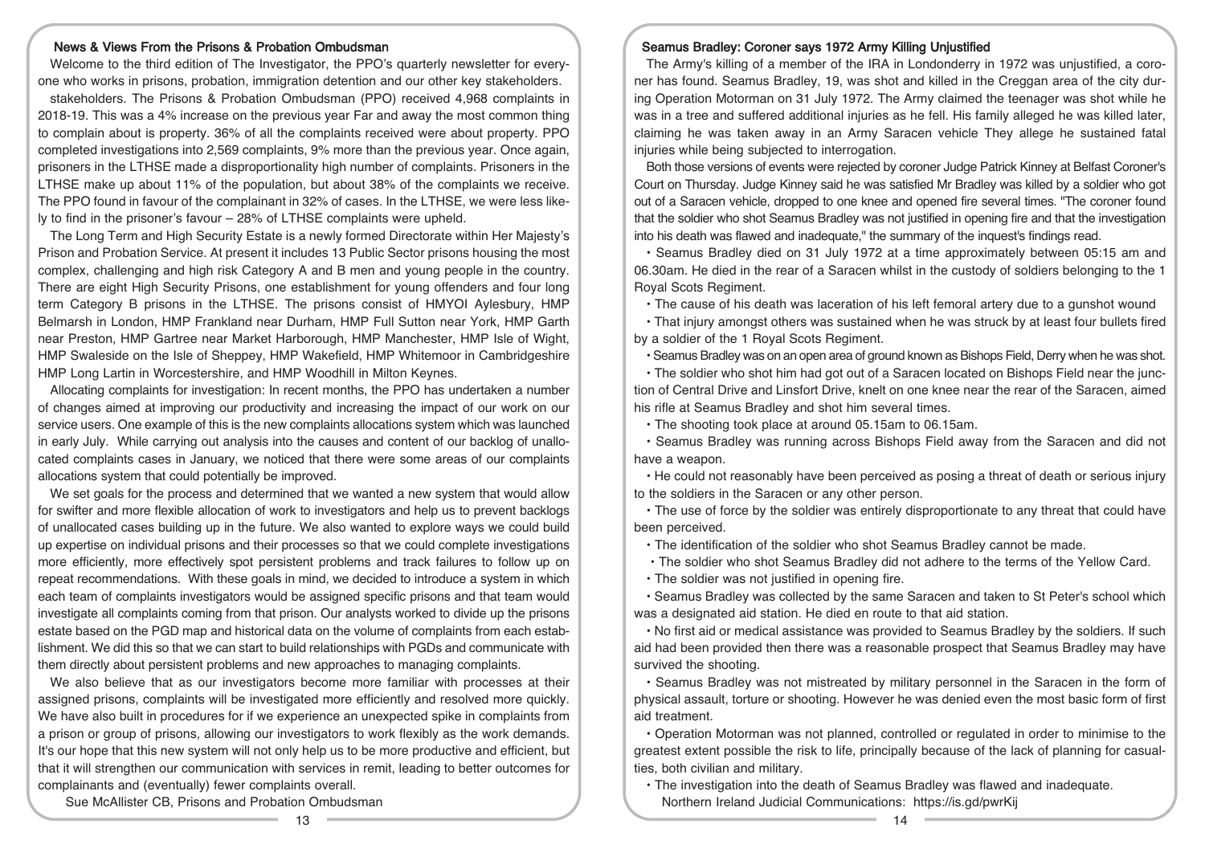## News & Views From the Prisons & Probation Ombudsman

Welcome to the third edition of The Investigator, the PPO's quarterly newsletter for everyone who works in prisons, probation, immigration detention and our other key stakeholders.

stakeholders. The Prisons & Probation Ombudsman (PPO) received 4,968 complaints in 2018-19. This was a 4% increase on the previous year Far and away the most common thing to complain about is property. 36% of all the complaints received were about property. PPO completed investigations into 2,569 complaints, 9% more than the previous year. Once again, prisoners in the LTHSE made a disproportionality high number of complaints. Prisoners in the LTHSE make up about 11% of the population, but about 38% of the complaints we receive. The PPO found in favour of the complainant in 32% of cases. In the LTHSE, we were less likely to find in the prisoner's favour – 28% of LTHSE complaints were upheld.

The Long Term and High Security Estate is a newly formed Directorate within Her Majesty's Prison and Probation Service. At present it includes 13 Public Sector prisons housing the most complex, challenging and high risk Category A and B men and young people in the country. There are eight High Security Prisons, one establishment for young offenders and four long term Category B prisons in the LTHSE. The prisons consist of HMYOI Aylesbury, HMP Belmarsh in London, HMP Frankland near Durham, HMP Full Sutton near York, HMP Garth near Preston, HMP Gartree near Market Harborough, HMP Manchester, HMP Isle of Wight, HMP Swaleside on the Isle of Sheppey, HMP Wakefield, HMP Whitemoor in Cambridgeshire HMP Long Lartin in Worcestershire, and HMP Woodhill in Milton Keynes.

Allocating complaints for investigation: In recent months, the PPO has undertaken a number of changes aimed at improving our productivity and increasing the impact of our work on our service users. One example of this is the new complaints allocations system which was launched in early July. While carrying out analysis into the causes and content of our backlog of unallocated complaints cases in January, we noticed that there were some areas of our complaints allocations system that could potentially be improved.

We set goals for the process and determined that we wanted a new system that would allow for swifter and more flexible allocation of work to investigators and help us to prevent backlogs of unallocated cases building up in the future. We also wanted to explore ways we could build up expertise on individual prisons and their processes so that we could complete investigations more efficiently, more effectively spot persistent problems and track failures to follow up on repeat recommendations. With these goals in mind, we decided to introduce a system in which each team of complaints investigators would be assigned specific prisons and that team would investigate all complaints coming from that prison. Our analysts worked to divide up the prisons estate based on the PGD map and historical data on the volume of complaints from each establishment. We did this so that we can start to build relationships with PGDs and communicate with them directly about persistent problems and new approaches to managing complaints.

We also believe that as our investigators become more familiar with processes at their assigned prisons, complaints will be investigated more efficiently and resolved more quickly. We have also built in procedures for if we experience an unexpected spike in complaints from a prison or group of prisons, allowing our investigators to work flexibly as the work demands. It's our hope that this new system will not only help us to be more productive and efficient, but that it will strengthen our communication with services in remit, leading to better outcomes for complainants and (eventually) fewer complaints overall.

Sue McAllister CB, Prisons and Probation Ombudsman

## Seamus Bradley: Coroner says 1972 Army Killing Unjustified

The Army's killing of a member of the IRA in Londonderry in 1972 was unjustified, a coroner has found. Seamus Bradley, 19, was shot and killed in the Creggan area of the city during Operation Motorman on 31 July 1972. The Army claimed the teenager was shot while he was in a tree and suffered additional injuries as he fell. His family alleged he was killed later, claiming he was taken away in an Army Saracen vehicle They allege he sustained fatal injuries while being subjected to interrogation.

Both those versions of events were rejected by coroner Judge Patrick Kinney at Belfast Coroner's Court on Thursday. Judge Kinney said he was satisfied Mr Bradley was killed by a soldier who got out of a Saracen vehicle, dropped to one knee and opened fire several times. "The coroner found that the soldier who shot Seamus Bradley was not justified in opening fire and that the investigation into his death was flawed and inadequate," the summary of the inquest's findings read.

- Seamus Bradley died on 31 July 1972 at a time approximately between 05:15 am and 06.30am. He died in the rear of a Saracen whilst in the custody of soldiers belonging to the 1 Royal Scots Regiment.
- The cause of his death was laceration of his left femoral artery due to a gunshot wound
- That injury amongst others was sustained when he was struck by at least four bullets fired by a soldier of the 1 Royal Scots Regiment.
- Seamus Bradley was on an open area of ground known as Bishops Field, Derry when he was shot.
- The soldier who shot him had got out of a Saracen located on Bishops Field near the junction of Central Drive and Linsfort Drive, knelt on one knee near the rear of the Saracen, aimed his rifle at Seamus Bradley and shot him several times.
- The shooting took place at around 05.15am to 06.15am.
- Seamus Bradley was running across Bishops Field away from the Saracen and did not have a weapon.
- He could not reasonably have been perceived as posing a threat of death or serious injury to the soldiers in the Saracen or any other person.
- The use of force by the soldier was entirely disproportionate to any threat that could have been perceived.
- The identification of the soldier who shot Seamus Bradley cannot be made.
- The soldier who shot Seamus Bradley did not adhere to the terms of the Yellow Card.
- The soldier was not justified in opening fire.
- Seamus Bradley was collected by the same Saracen and taken to St Peter's school which was a designated aid station. He died en route to that aid station.
- No first aid or medical assistance was provided to Seamus Bradley by the soldiers. If such aid had been provided then there was a reasonable prospect that Seamus Bradley may have survived the shooting.
- Seamus Bradley was not mistreated by military personnel in the Saracen in the form of physical assault, torture or shooting. However he was denied even the most basic form of first aid treatment.
- Operation Motorman was not planned, controlled or regulated in order to minimise to the greatest extent possible the risk to life, principally because of the lack of planning for casualties, both civilian and military.
- The investigation into the death of Seamus Bradley was flawed and inadequate.

Northern Ireland Judicial Communications: https://is.gd/pwrKij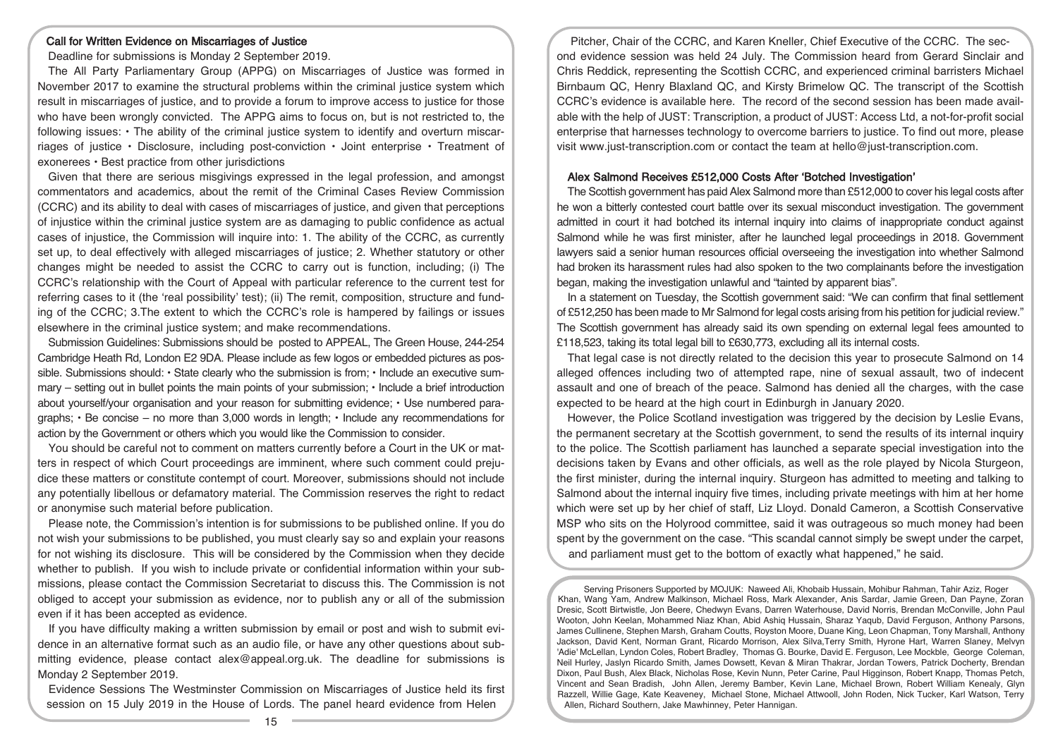## Call for Written Evidence on Miscarriages of Justice

Deadline for submissions is Monday 2 September 2019.

The All Party Parliamentary Group (APPG) on Miscarriages of Justice was formed in November 2017 to examine the structural problems within the criminal justice system which result in miscarriages of justice, and to provide a forum to improve access to justice for those who have been wrongly convicted. The APPG aims to focus on, but is not restricted to, the following issues: • The ability of the criminal justice system to identify and overturn miscarriages of justice • Disclosure, including post-conviction • Joint enterprise • Treatment of exonerees • Best practice from other jurisdictions

Given that there are serious misgivings expressed in the legal profession, and amongst commentators and academics, about the remit of the Criminal Cases Review Commission (CCRC) and its ability to deal with cases of miscarriages of justice, and given that perceptions of injustice within the criminal justice system are as damaging to public confidence as actual cases of injustice, the Commission will inquire into: 1. The ability of the CCRC, as currently set up, to deal effectively with alleged miscarriages of justice; 2. Whether statutory or other changes might be needed to assist the CCRC to carry out is function, including; (i) The CCRC's relationship with the Court of Appeal with particular reference to the current test for referring cases to it (the 'real possibility' test); (ii) The remit, composition, structure and funding of the CCRC; 3.The extent to which the CCRC's role is hampered by failings or issues elsewhere in the criminal justice system; and make recommendations.

Submission Guidelines: Submissions should be posted to APPEAL, The Green House, 244-254 Cambridge Heath Rd, London E2 9DA. Please include as few logos or embedded pictures as possible. Submissions should: • State clearly who the submission is from; • Include an executive summary – setting out in bullet points the main points of your submission; • Include a brief introduction about yourself/your organisation and your reason for submitting evidence; • Use numbered paragraphs; • Be concise – no more than 3,000 words in length; • Include any recommendations for action by the Government or others which you would like the Commission to consider.

You should be careful not to comment on matters currently before a Court in the UK or matters in respect of which Court proceedings are imminent, where such comment could prejudice these matters or constitute contempt of court. Moreover, submissions should not include any potentially libellous or defamatory material. The Commission reserves the right to redact or anonymise such material before publication.

Please note, the Commission's intention is for submissions to be published online. If you do not wish your submissions to be published, you must clearly say so and explain your reasons for not wishing its disclosure. This will be considered by the Commission when they decide whether to publish. If you wish to include private or confidential information within your submissions, please contact the Commission Secretariat to discuss this. The Commission is not obliged to accept your submission as evidence, nor to publish any or all of the submission even if it has been accepted as evidence.

If you have difficulty making a written submission by email or post and wish to submit evidence in an alternative format such as an audio file, or have any other questions about submitting evidence, please contact alex@appeal.org.uk. The deadline for submissions is Monday 2 September 2019.

Evidence Sessions The Westminster Commission on Miscarriages of Justice held its first session on 15 July 2019 in the House of Lords. The panel heard evidence from Helen Pitcher, Chair of the CCRC, and Karen Kneller, Chief Executive of the CCRC. The second evidence session was held 24 July. The Commission heard from Gerard Sinclair and Chris Reddick, representing the Scottish CCRC, and experienced criminal barristers Michael Birnbaum QC, Henry Blaxland QC, and Kirsty Brimelow QC. The transcript of the Scottish CCRC's evidence is available here. The record of the second session has been made available with the help of JUST: Transcription, a product of JUST: Access Ltd, a not-for-profit social enterprise that harnesses technology to overcome barriers to justice. To find out more, please visit www.just-transcription.com or contact the team at hello@just-transcription.com.

## Alex Salmond Receives £512,000 Costs After 'Botched Investigation'

The Scottish government has paid Alex Salmond more than £512,000 to cover his legal costs after he won a bitterly contested court battle over its sexual misconduct investigation. The government admitted in court it had botched its internal inquiry into claims of inappropriate conduct against Salmond while he was first minister, after he launched legal proceedings in 2018. Government lawyers said a senior human resources official overseeing the investigation into whether Salmond had broken its harassment rules had also spoken to the two complainants before the investigation began, making the investigation unlawful and "tainted by apparent bias".

In a statement on Tuesday, the Scottish government said: "We can confirm that final settlement of £512,250 has been made to Mr Salmond for legal costs arising from his petition for judicial review." The Scottish government has already said its own spending on external legal fees amounted to £118,523, taking its total legal bill to £630,773, excluding all its internal costs.

That legal case is not directly related to the decision this year to prosecute Salmond on 14 alleged offences including two of attempted rape, nine of sexual assault, two of indecent assault and one of breach of the peace. Salmond has denied all the charges, with the case expected to be heard at the high court in Edinburgh in January 2020.

However, the Police Scotland investigation was triggered by the decision by Leslie Evans, the permanent secretary at the Scottish government, to send the results of its internal inquiry to the police. The Scottish parliament has launched a separate special investigation into the decisions taken by Evans and other officials, as well as the role played by Nicola Sturgeon, the first minister, during the internal inquiry. Sturgeon has admitted to meeting and talking to Salmond about the internal inquiry five times, including private meetings with him at her home which were set up by her chief of staff, Liz Lloyd. Donald Cameron, a Scottish Conservative MSP who sits on the Holyrood committee, said it was outrageous so much money had been spent by the government on the case. "This scandal cannot simply be swept under the carpet, and parliament must get to the bottom of exactly what happened," he said.

Serving Prisoners Supported by MOJUK: Naweed Ali, Khobaib Hussain, Mohibur Rahman, Tahir Aziz, Roger Khan, Wang Yam, Andrew Malkinson, Michael Ross, Mark Alexander, Anis Sardar, Jamie Green, Dan Payne, Zoran Dresic, Scott Birtwistle, Jon Beere, Chedwyn Evans, Darren Waterhouse, David Norris, Brendan McConville, John Paul Wooton, John Keelan, Mohammed Niaz Khan, Abid Ashiq Hussain, Sharaz Yaqub, David Ferguson, Anthony Parsons, James Cullinene, Stephen Marsh, Graham Coutts, Royston Moore, Duane King, Leon Chapman, Tony Marshall, Anthony Jackson, David Kent, Norman Grant, Ricardo Morrison, Alex Silva,Terry Smith, Hyrone Hart, Warren Slaney, Melvyn 'Adie' McLellan, Lyndon Coles, Robert Bradley, Thomas G. Bourke, David E. Ferguson, Lee Mockble, George Coleman, Neil Hurley, Jaslyn Ricardo Smith, James Dowsett, Kevan & Miran Thakrar, Jordan Towers, Patrick Docherty, Brendan Dixon, Paul Bush, Alex Black, Nicholas Rose, Kevin Nunn, Peter Carine, Paul Higginson, Robert Knapp, Thomas Petch, Vincent and Sean Bradish, John Allen, Jeremy Bamber, Kevin Lane, Michael Brown, Robert William Kenealy, Glyn Razzell, Willie Gage, Kate Keaveney, Michael Stone, Michael Attwooll, John Roden, Nick Tucker, Karl Watson, Terry Allen, Richard Southern, Jake Mawhinney, Peter Hannigan.